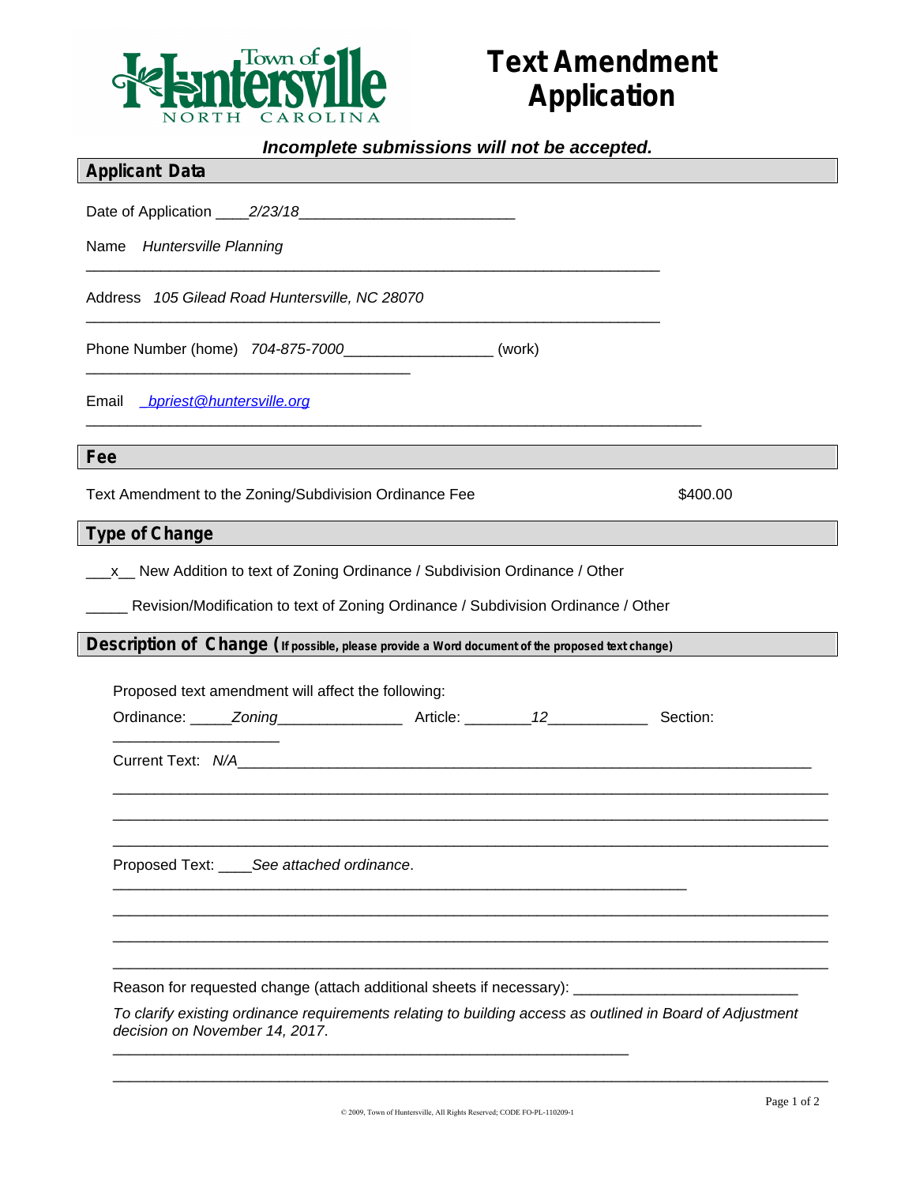Town of Huntersville
NORTH CAROLINA

# Text Amendment Application

***Incomplete submissions will not be accepted.***

## Applicant Data

Date of Application ____*2/23/18*__________________________

Name *Huntersville Planning*

Address *105 Gilead Road Huntersville, NC 28070*

Phone Number (home) *704-875-7000*_________________ (work) ______________________________________

Email *bpriest@huntersville.org*

## Fee

| | |
|---|---|
| Text Amendment to the Zoning/Subdivision Ordinance Fee | $400.00 |

## Type of Change

___x__ New Addition to text of Zoning Ordinance / Subdivision Ordinance / Other

_____ Revision/Modification to text of Zoning Ordinance / Subdivision Ordinance / Other

## Description of Change (If possible, please provide a Word document of the proposed text change)

Proposed text amendment will affect the following:

Ordinance: _____*Zoning*_______________ Article: ________*12*____________ Section: ___________________

Current Text: *N/A*

Proposed Text: ____*See attached ordinance*.

Reason for requested change (attach additional sheets if necessary): ___________________________

*To clarify existing ordinance requirements relating to building access as outlined in Board of Adjustment decision on November 14, 2017*.

© 2009, Town of Huntersville, All Rights Reserved; CODE FO-PL-110209-1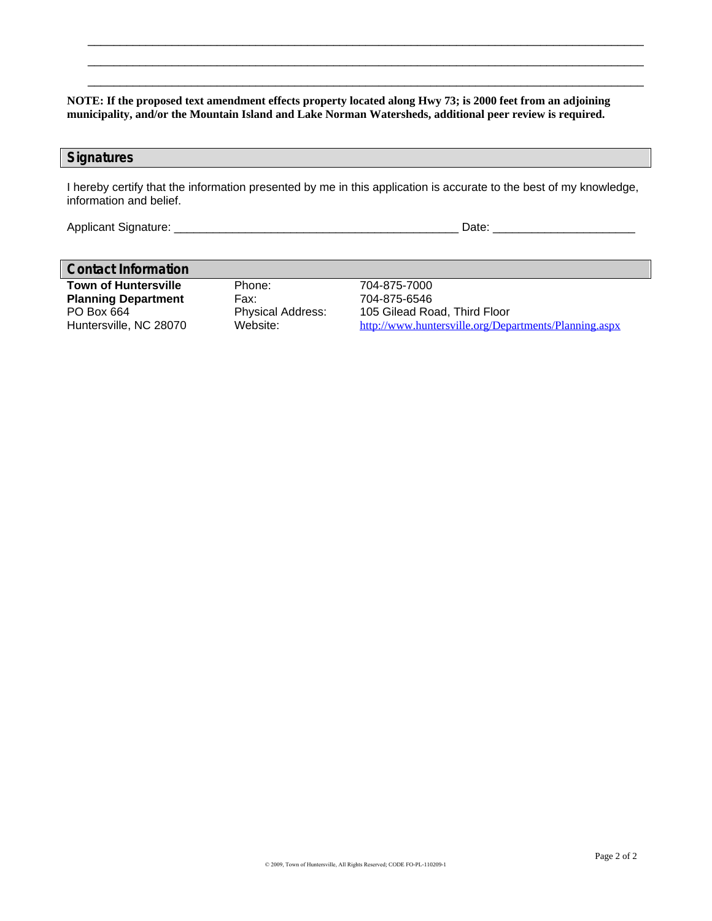\_\_\_\_\_\_\_\_\_\_\_\_\_\_\_\_\_\_\_\_\_\_\_\_\_\_\_\_\_\_\_\_\_\_\_\_\_\_\_\_\_\_\_\_\_\_\_\_\_\_\_\_\_\_\_\_\_\_\_\_\_\_\_\_\_\_\_\_\_\_\_\_\_\_\_\_\_\_\_\_\_\_\_\_\_\_

\_\_\_\_\_\_\_\_\_\_\_\_\_\_\_\_\_\_\_\_\_\_\_\_\_\_\_\_\_\_\_\_\_\_\_\_\_\_\_\_\_\_\_\_\_\_\_\_\_\_\_\_\_\_\_\_\_\_\_\_\_\_\_\_\_\_\_\_\_\_\_\_\_\_\_\_\_\_\_\_\_\_\_\_\_\_

\_\_\_\_\_\_\_\_\_\_\_\_\_\_\_\_\_\_\_\_\_\_\_\_\_\_\_\_\_\_\_\_\_\_\_\_\_\_\_\_\_\_\_\_\_\_\_\_\_\_\_\_\_\_\_\_\_\_\_\_\_\_\_\_\_\_\_\_\_\_\_\_\_\_\_\_\_\_\_\_\_\_\_\_\_\_

**NOTE: If the proposed text amendment effects property located along Hwy 73; is 2000 feet from an adjoining municipality, and/or the Mountain Island and Lake Norman Watersheds, additional peer review is required.**

## Signatures

I hereby certify that the information presented by me in this application is accurate to the best of my knowledge, information and belief.

Applicant Signature: \_\_\_\_\_\_\_\_\_\_\_\_\_\_\_\_\_\_\_\_\_\_\_\_\_\_\_\_\_\_\_\_\_\_\_\_\_\_\_\_\_\_\_\_ Date: \_\_\_\_\_\_\_\_\_\_\_\_\_\_\_\_\_\_\_\_\_\_

## Contact Information

| | | |
|---|---|---|
| **Town of Huntersville** | Phone: | 704-875-7000 |
| **Planning Department** | Fax: | 704-875-6546 |
| PO Box 664 | Physical Address: | 105 Gilead Road, Third Floor |
| Huntersville, NC 28070 | Website: | http://www.huntersville.org/Departments/Planning.aspx |

© 2009, Town of Huntersville, All Rights Reserved; CODE FO-PL-110209-1